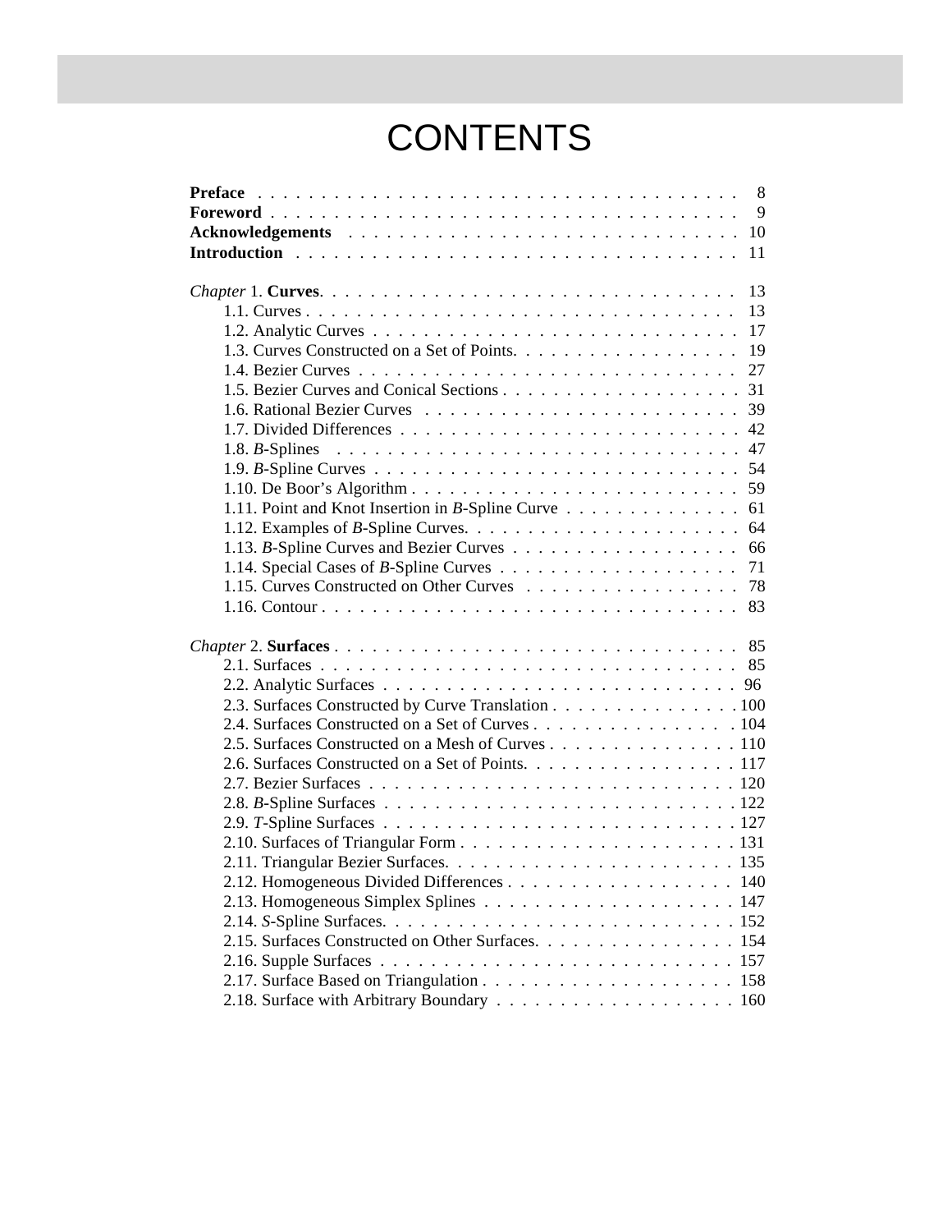# CONTENTS

**Preface** . . . . . . . . . . . . . . . . . . . . . . . . . . . . . . . . . . . . . . 8
**Foreword** . . . . . . . . . . . . . . . . . . . . . . . . . . . . . . . . . . . . . . 9
**Acknowledgements** . . . . . . . . . . . . . . . . . . . . . . . . . . . . . . . 10
**Introduction** . . . . . . . . . . . . . . . . . . . . . . . . . . . . . . . . . . . 11

*Chapter* 1. **Curves**. . . . . . . . . . . . . . . . . . . . . . . . . . . . . . . . 13
- 1.1. Curves . . . . . . . . . . . . . . . . . . . . . . . . . . . . . . . . . . . 13
- 1.2. Analytic Curves . . . . . . . . . . . . . . . . . . . . . . . . . . . . . 17
- 1.3. Curves Constructed on a Set of Points. . . . . . . . . . . . . . . . . 19
- 1.4. Bezier Curves . . . . . . . . . . . . . . . . . . . . . . . . . . . . . . 27
- 1.5. Bezier Curves and Conical Sections . . . . . . . . . . . . . . . . . . 31
- 1.6. Rational Bezier Curves . . . . . . . . . . . . . . . . . . . . . . . . 39
- 1.7. Divided Differences . . . . . . . . . . . . . . . . . . . . . . . . . . 42
- 1.8. *B*-Splines . . . . . . . . . . . . . . . . . . . . . . . . . . . . . . . 47
- 1.9. *B*-Spline Curves . . . . . . . . . . . . . . . . . . . . . . . . . . . . 54
- 1.10. De Boor's Algorithm . . . . . . . . . . . . . . . . . . . . . . . . . 59
- 1.11. Point and Knot Insertion in *B*-Spline Curve . . . . . . . . . . . . . 61
- 1.12. Examples of *B*-Spline Curves. . . . . . . . . . . . . . . . . . . . . 64
- 1.13. *B*-Spline Curves and Bezier Curves . . . . . . . . . . . . . . . . . 66
- 1.14. Special Cases of *B*-Spline Curves . . . . . . . . . . . . . . . . . . 71
- 1.15. Curves Constructed on Other Curves . . . . . . . . . . . . . . . . . 78
- 1.16. Contour . . . . . . . . . . . . . . . . . . . . . . . . . . . . . . . . . 83

*Chapter* 2. **Surfaces** . . . . . . . . . . . . . . . . . . . . . . . . . . . . . . . 85
- 2.1. Surfaces . . . . . . . . . . . . . . . . . . . . . . . . . . . . . . . . . 85
- 2.2. Analytic Surfaces . . . . . . . . . . . . . . . . . . . . . . . . . . . . 96
- 2.3. Surfaces Constructed by Curve Translation . . . . . . . . . . . . . . .100
- 2.4. Surfaces Constructed on a Set of Curves . . . . . . . . . . . . . . . .104
- 2.5. Surfaces Constructed on a Mesh of Curves . . . . . . . . . . . . . . .110
- 2.6. Surfaces Constructed on a Set of Points. . . . . . . . . . . . . . . . .117
- 2.7. Bezier Surfaces . . . . . . . . . . . . . . . . . . . . . . . . . . . . .120
- 2.8. *B*-Spline Surfaces . . . . . . . . . . . . . . . . . . . . . . . . . . .122
- 2.9. *T*-Spline Surfaces . . . . . . . . . . . . . . . . . . . . . . . . . . .127
- 2.10. Surfaces of Triangular Form . . . . . . . . . . . . . . . . . . . . . .131
- 2.11. Triangular Bezier Surfaces. . . . . . . . . . . . . . . . . . . . . . . 135
- 2.12. Homogeneous Divided Differences . . . . . . . . . . . . . . . . . . 140
- 2.13. Homogeneous Simplex Splines . . . . . . . . . . . . . . . . . . . . .147
- 2.14. *S*-Spline Surfaces. . . . . . . . . . . . . . . . . . . . . . . . . . . .152
- 2.15. Surfaces Constructed on Other Surfaces. . . . . . . . . . . . . . . . 154
- 2.16. Supple Surfaces . . . . . . . . . . . . . . . . . . . . . . . . . . . . 157
- 2.17. Surface Based on Triangulation . . . . . . . . . . . . . . . . . . . . 158
- 2.18. Surface with Arbitrary Boundary . . . . . . . . . . . . . . . . . . . 160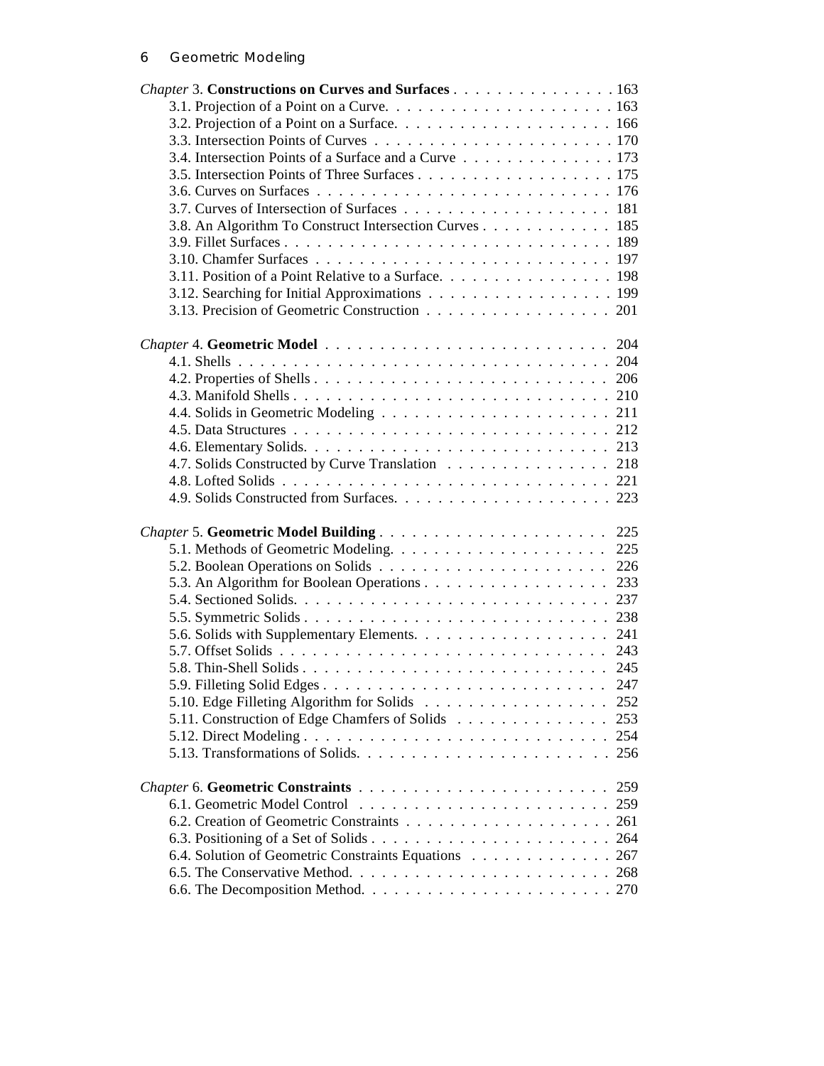*Chapter* 3. **Constructions on Curves and Surfaces** . . . . . . . . . . . . . . . 163
- 3.1. Projection of a Point on a Curve. . . . . . . . . . . . . . . . . . . . . 163
- 3.2. Projection of a Point on a Surface. . . . . . . . . . . . . . . . . . . . 166
- 3.3. Intersection Points of Curves . . . . . . . . . . . . . . . . . . . . . . 170
- 3.4. Intersection Points of a Surface and a Curve . . . . . . . . . . . . . . 173
- 3.5. Intersection Points of Three Surfaces . . . . . . . . . . . . . . . . . . 175
- 3.6. Curves on Surfaces . . . . . . . . . . . . . . . . . . . . . . . . . . 176
- 3.7. Curves of Intersection of Surfaces . . . . . . . . . . . . . . . . . . 181
- 3.8. An Algorithm To Construct Intersection Curves . . . . . . . . . . . . 185
- 3.9. Fillet Surfaces . . . . . . . . . . . . . . . . . . . . . . . . . . . . . 189
- 3.10. Chamfer Surfaces . . . . . . . . . . . . . . . . . . . . . . . . . . . 197
- 3.11. Position of a Point Relative to a Surface. . . . . . . . . . . . . . . . 198
- 3.12. Searching for Initial Approximations . . . . . . . . . . . . . . . . . 199
- 3.13. Precision of Geometric Construction . . . . . . . . . . . . . . . . . 201

*Chapter* 4. **Geometric Model** . . . . . . . . . . . . . . . . . . . . . . . . 204
- 4.1. Shells . . . . . . . . . . . . . . . . . . . . . . . . . . . . . . . . . 204
- 4.2. Properties of Shells . . . . . . . . . . . . . . . . . . . . . . . . . . 206
- 4.3. Manifold Shells . . . . . . . . . . . . . . . . . . . . . . . . . . . . 210
- 4.4. Solids in Geometric Modeling . . . . . . . . . . . . . . . . . . . . . 211
- 4.5. Data Structures . . . . . . . . . . . . . . . . . . . . . . . . . . . . 212
- 4.6. Elementary Solids. . . . . . . . . . . . . . . . . . . . . . . . . . . 213
- 4.7. Solids Constructed by Curve Translation . . . . . . . . . . . . . . . 218
- 4.8. Lofted Solids . . . . . . . . . . . . . . . . . . . . . . . . . . . . . 221
- 4.9. Solids Constructed from Surfaces. . . . . . . . . . . . . . . . . . . 223

*Chapter* 5. **Geometric Model Building** . . . . . . . . . . . . . . . . . . . . 225
- 5.1. Methods of Geometric Modeling. . . . . . . . . . . . . . . . . . . . 225
- 5.2. Boolean Operations on Solids . . . . . . . . . . . . . . . . . . . . . 226
- 5.3. An Algorithm for Boolean Operations . . . . . . . . . . . . . . . . . 233
- 5.4. Sectioned Solids. . . . . . . . . . . . . . . . . . . . . . . . . . . . 237
- 5.5. Symmetric Solids . . . . . . . . . . . . . . . . . . . . . . . . . . . 238
- 5.6. Solids with Supplementary Elements. . . . . . . . . . . . . . . . . . 241
- 5.7. Offset Solids . . . . . . . . . . . . . . . . . . . . . . . . . . . . . 243
- 5.8. Thin-Shell Solids . . . . . . . . . . . . . . . . . . . . . . . . . . . 245
- 5.9. Filleting Solid Edges . . . . . . . . . . . . . . . . . . . . . . . . . 247
- 5.10. Edge Filleting Algorithm for Solids . . . . . . . . . . . . . . . . . 252
- 5.11. Construction of Edge Chamfers of Solids . . . . . . . . . . . . . . 253
- 5.12. Direct Modeling . . . . . . . . . . . . . . . . . . . . . . . . . . . 254
- 5.13. Transformations of Solids. . . . . . . . . . . . . . . . . . . . . . . 256

*Chapter* 6. **Geometric Constraints** . . . . . . . . . . . . . . . . . . . . . . 259
- 6.1. Geometric Model Control . . . . . . . . . . . . . . . . . . . . . . . 259
- 6.2. Creation of Geometric Constraints . . . . . . . . . . . . . . . . . . . 261
- 6.3. Positioning of a Set of Solids . . . . . . . . . . . . . . . . . . . . . 264
- 6.4. Solution of Geometric Constraints Equations . . . . . . . . . . . . . 267
- 6.5. The Conservative Method. . . . . . . . . . . . . . . . . . . . . . . . 268
- 6.6. The Decomposition Method. . . . . . . . . . . . . . . . . . . . . . . 270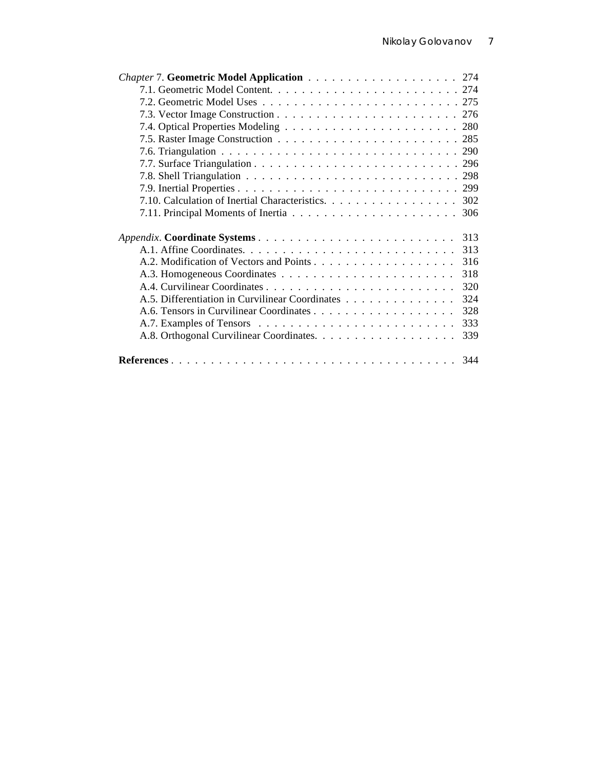*Chapter* 7. **Geometric Model Application** . . . . . . . . . . . . . . . . . . . 274

- 7.1. Geometric Model Content. . . . . . . . . . . . . . . . . . . . . . . . 274
- 7.2. Geometric Model Uses . . . . . . . . . . . . . . . . . . . . . . . . . 275
- 7.3. Vector Image Construction . . . . . . . . . . . . . . . . . . . . . . . 276
- 7.4. Optical Properties Modeling . . . . . . . . . . . . . . . . . . . . . . 280
- 7.5. Raster Image Construction . . . . . . . . . . . . . . . . . . . . . . . 285
- 7.6. Triangulation . . . . . . . . . . . . . . . . . . . . . . . . . . . . . . 290
- 7.7. Surface Triangulation . . . . . . . . . . . . . . . . . . . . . . . . . . 296
- 7.8. Shell Triangulation . . . . . . . . . . . . . . . . . . . . . . . . . . . 298
- 7.9. Inertial Properties . . . . . . . . . . . . . . . . . . . . . . . . . . . 299
- 7.10. Calculation of Inertial Characteristics. . . . . . . . . . . . . . . . . 302
- 7.11. Principal Moments of Inertia . . . . . . . . . . . . . . . . . . . . . 306

*Appendix*. **Coordinate Systems** . . . . . . . . . . . . . . . . . . . . . . . . 313

- A.1. Affine Coordinates. . . . . . . . . . . . . . . . . . . . . . . . . . . 313
- A.2. Modification of Vectors and Points . . . . . . . . . . . . . . . . . . 316
- A.3. Homogeneous Coordinates . . . . . . . . . . . . . . . . . . . . . . 318
- A.4. Curvilinear Coordinates . . . . . . . . . . . . . . . . . . . . . . . . 320
- A.5. Differentiation in Curvilinear Coordinates . . . . . . . . . . . . . . 324
- A.6. Tensors in Curvilinear Coordinates . . . . . . . . . . . . . . . . . . 328
- A.7. Examples of Tensors . . . . . . . . . . . . . . . . . . . . . . . . . 333
- A.8. Orthogonal Curvilinear Coordinates. . . . . . . . . . . . . . . . . . 339

**References** . . . . . . . . . . . . . . . . . . . . . . . . . . . . . . . . . . 344